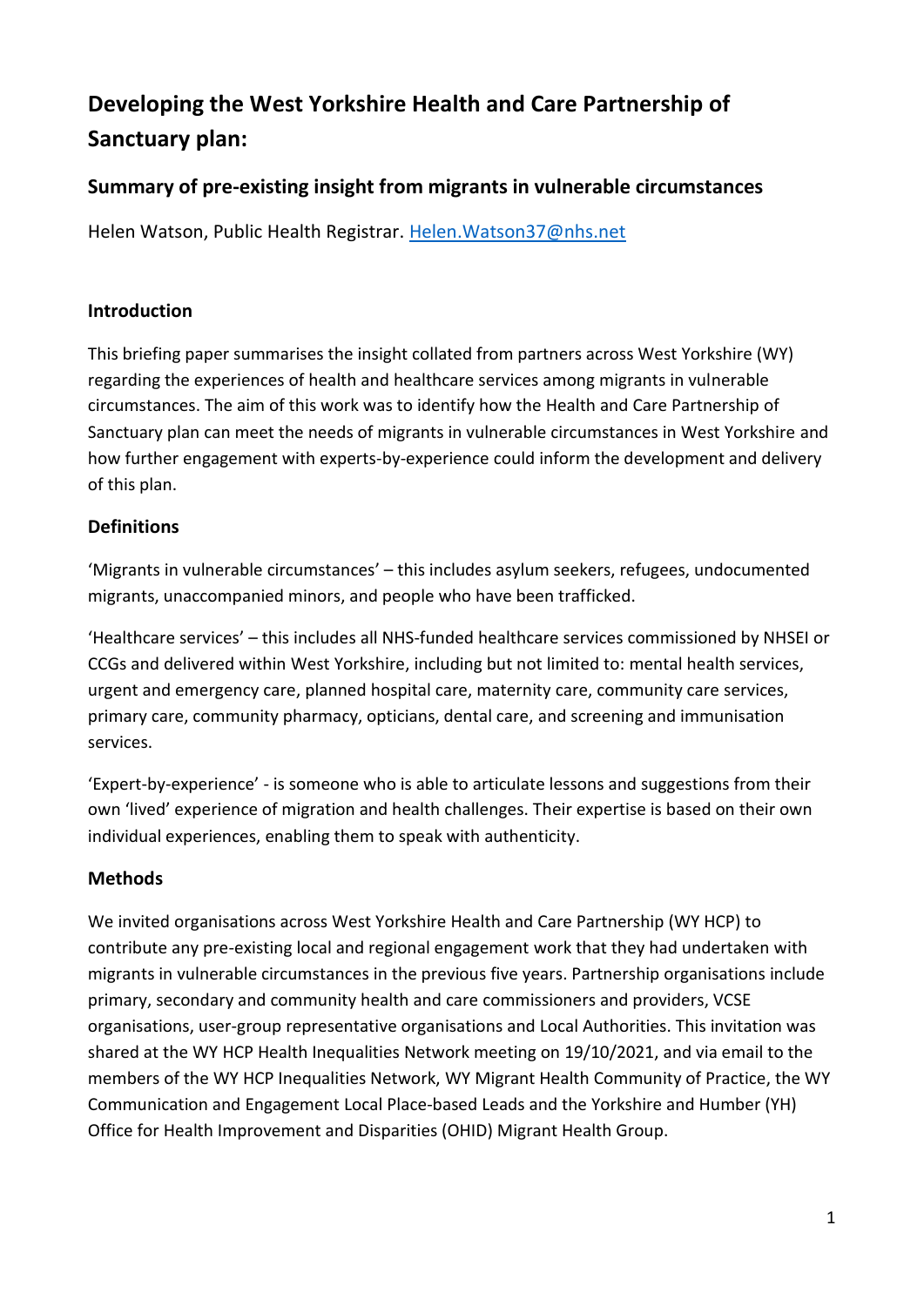# Developing the West Yorkshire Health and Care Partnership of Sanctuary plan:

## Summary of pre-existing insight from migrants in vulnerable circumstances

Helen Watson, Public Health Registrar. [Helen.Watson37@nhs.net](mailto:Helen.Watson37@nhs.net)

### Introduction

This briefing paper summarises the insight collated from partners across West Yorkshire (WY) regarding the experiences of health and healthcare services among migrants in vulnerable circumstances. The aim of this work was to identify how the Health and Care Partnership of Sanctuary plan can meet the needs of migrants in vulnerable circumstances in West Yorkshire and how further engagement with experts-by-experience could inform the development and delivery of this plan.

### Definitions

'Migrants in vulnerable circumstances' – this includes asylum seekers, refugees, undocumented migrants, unaccompanied minors, and people who have been trafficked.

'Healthcare services' – this includes all NHS-funded healthcare services commissioned by NHSEI or CCGs and delivered within West Yorkshire, including but not limited to: mental health services, urgent and emergency care, planned hospital care, maternity care, community care services, primary care, community pharmacy, opticians, dental care, and screening and immunisation services.

'Expert-by-experience' - is someone who is able to articulate lessons and suggestions from their own 'lived' experience of migration and health challenges. Their expertise is based on their own individual experiences, enabling them to speak with authenticity.

### Methods

We invited organisations across West Yorkshire Health and Care Partnership (WY HCP) to contribute any pre-existing local and regional engagement work that they had undertaken with migrants in vulnerable circumstances in the previous five years. Partnership organisations include primary, secondary and community health and care commissioners and providers, VCSE organisations, user-group representative organisations and Local Authorities. This invitation was shared at the WY HCP Health Inequalities Network meeting on 19/10/2021, and via email to the members of the WY HCP Inequalities Network, WY Migrant Health Community of Practice, the WY Communication and Engagement Local Place-based Leads and the Yorkshire and Humber (YH) Office for Health Improvement and Disparities (OHID) Migrant Health Group.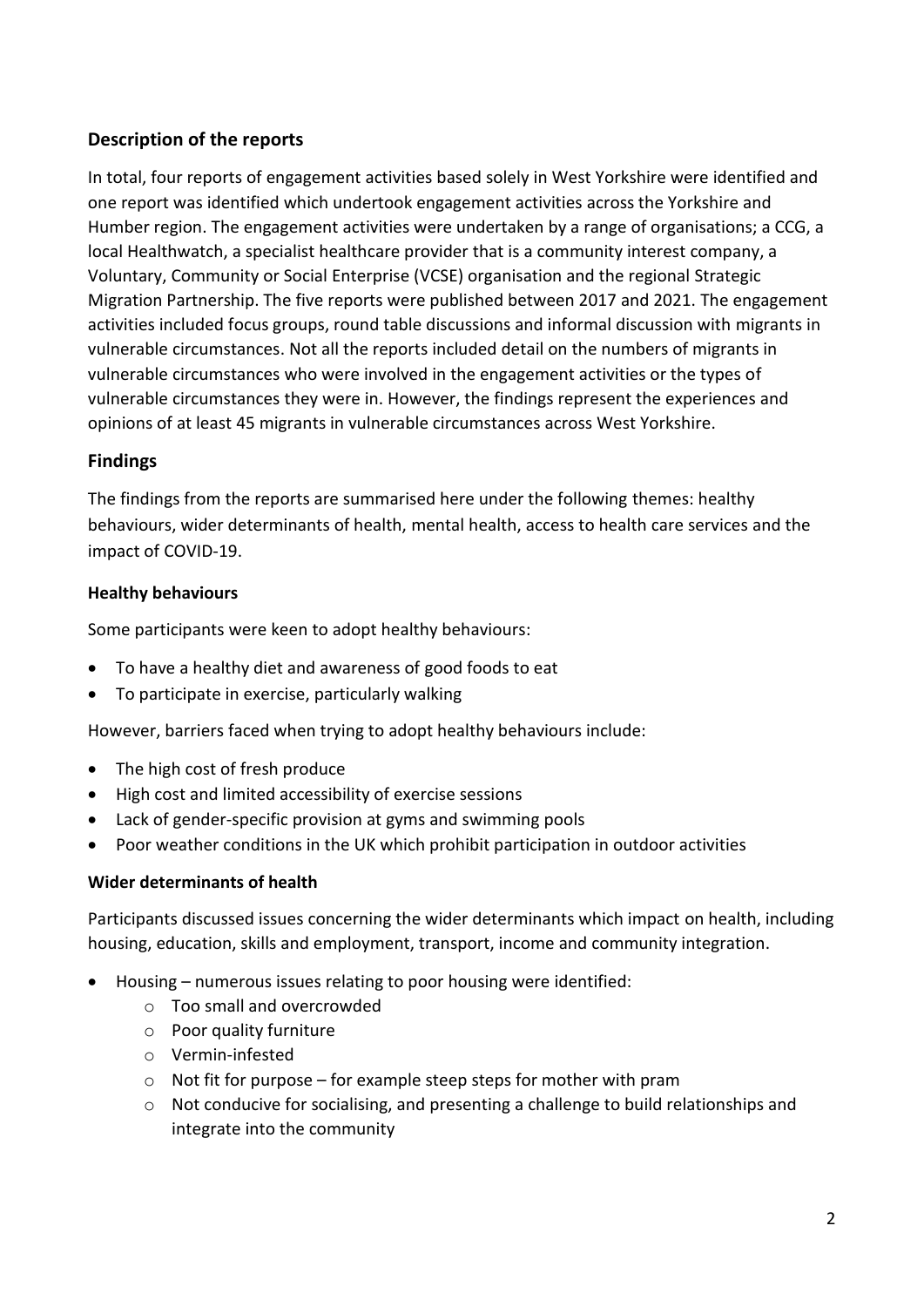## Description of the reports

In total, four reports of engagement activities based solely in West Yorkshire were identified and one report was identified which undertook engagement activities across the Yorkshire and Humber region. The engagement activities were undertaken by a range of organisations; a CCG, a local Healthwatch, a specialist healthcare provider that is a community interest company, a Voluntary, Community or Social Enterprise (VCSE) organisation and the regional Strategic Migration Partnership. The five reports were published between 2017 and 2021. The engagement activities included focus groups, round table discussions and informal discussion with migrants in vulnerable circumstances. Not all the reports included detail on the numbers of migrants in vulnerable circumstances who were involved in the engagement activities or the types of vulnerable circumstances they were in. However, the findings represent the experiences and opinions of at least 45 migrants in vulnerable circumstances across West Yorkshire.

## Findings

The findings from the reports are summarised here under the following themes: healthy behaviours, wider determinants of health, mental health, access to health care services and the impact of COVID-19.

### Healthy behaviours

Some participants were keen to adopt healthy behaviours:

- To have a healthy diet and awareness of good foods to eat
- To participate in exercise, particularly walking

However, barriers faced when trying to adopt healthy behaviours include:

- The high cost of fresh produce
- High cost and limited accessibility of exercise sessions
- Lack of gender-specific provision at gyms and swimming pools
- Poor weather conditions in the UK which prohibit participation in outdoor activities

### Wider determinants of health

Participants discussed issues concerning the wider determinants which impact on health, including housing, education, skills and employment, transport, income and community integration.

- Housing – numerous issues relating to poor housing were identified:
    - Too small and overcrowded
    - Poor quality furniture
    - Vermin-infested
    - Not fit for purpose – for example steep steps for mother with pram
    - Not conducive for socialising, and presenting a challenge to build relationships and integrate into the community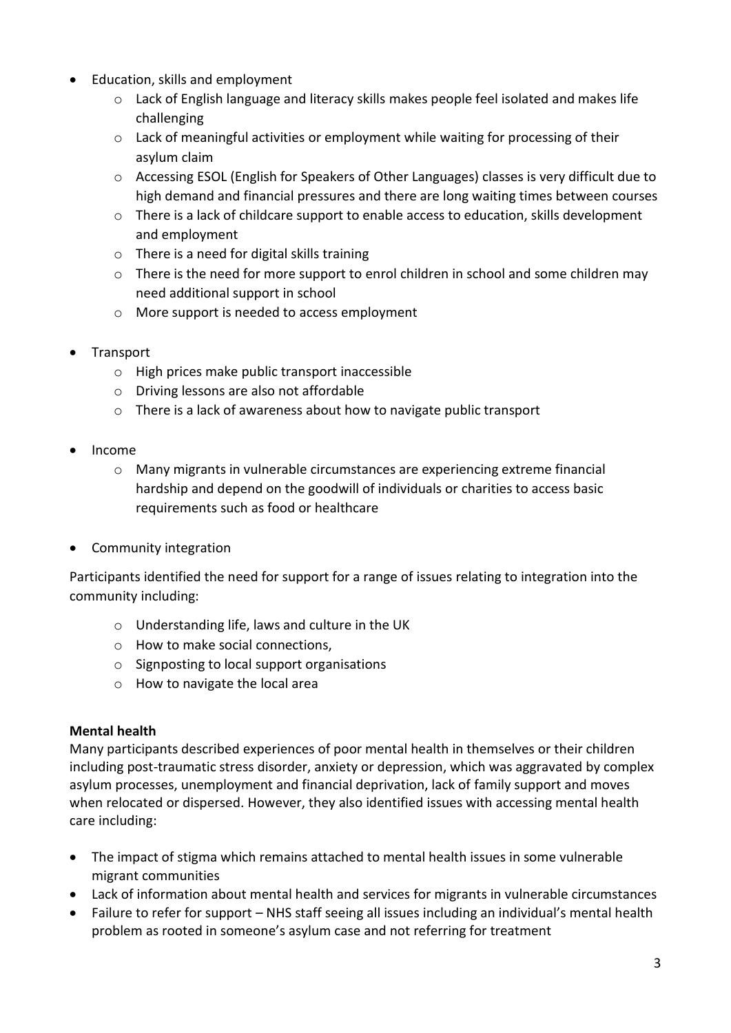- Education, skills and employment
    - Lack of English language and literacy skills makes people feel isolated and makes life challenging
    - Lack of meaningful activities or employment while waiting for processing of their asylum claim
    - Accessing ESOL (English for Speakers of Other Languages) classes is very difficult due to high demand and financial pressures and there are long waiting times between courses
    - There is a lack of childcare support to enable access to education, skills development and employment
    - There is a need for digital skills training
    - There is the need for more support to enrol children in school and some children may need additional support in school
    - More support is needed to access employment

- Transport
    - High prices make public transport inaccessible
    - Driving lessons are also not affordable
    - There is a lack of awareness about how to navigate public transport

- Income
    - Many migrants in vulnerable circumstances are experiencing extreme financial hardship and depend on the goodwill of individuals or charities to access basic requirements such as food or healthcare

- Community integration

Participants identified the need for support for a range of issues relating to integration into the community including:

- Understanding life, laws and culture in the UK
- How to make social connections,
- Signposting to local support organisations
- How to navigate the local area

**Mental health**

Many participants described experiences of poor mental health in themselves or their children including post-traumatic stress disorder, anxiety or depression, which was aggravated by complex asylum processes, unemployment and financial deprivation, lack of family support and moves when relocated or dispersed. However, they also identified issues with accessing mental health care including:

- The impact of stigma which remains attached to mental health issues in some vulnerable migrant communities
- Lack of information about mental health and services for migrants in vulnerable circumstances
- Failure to refer for support – NHS staff seeing all issues including an individual's mental health problem as rooted in someone's asylum case and not referring for treatment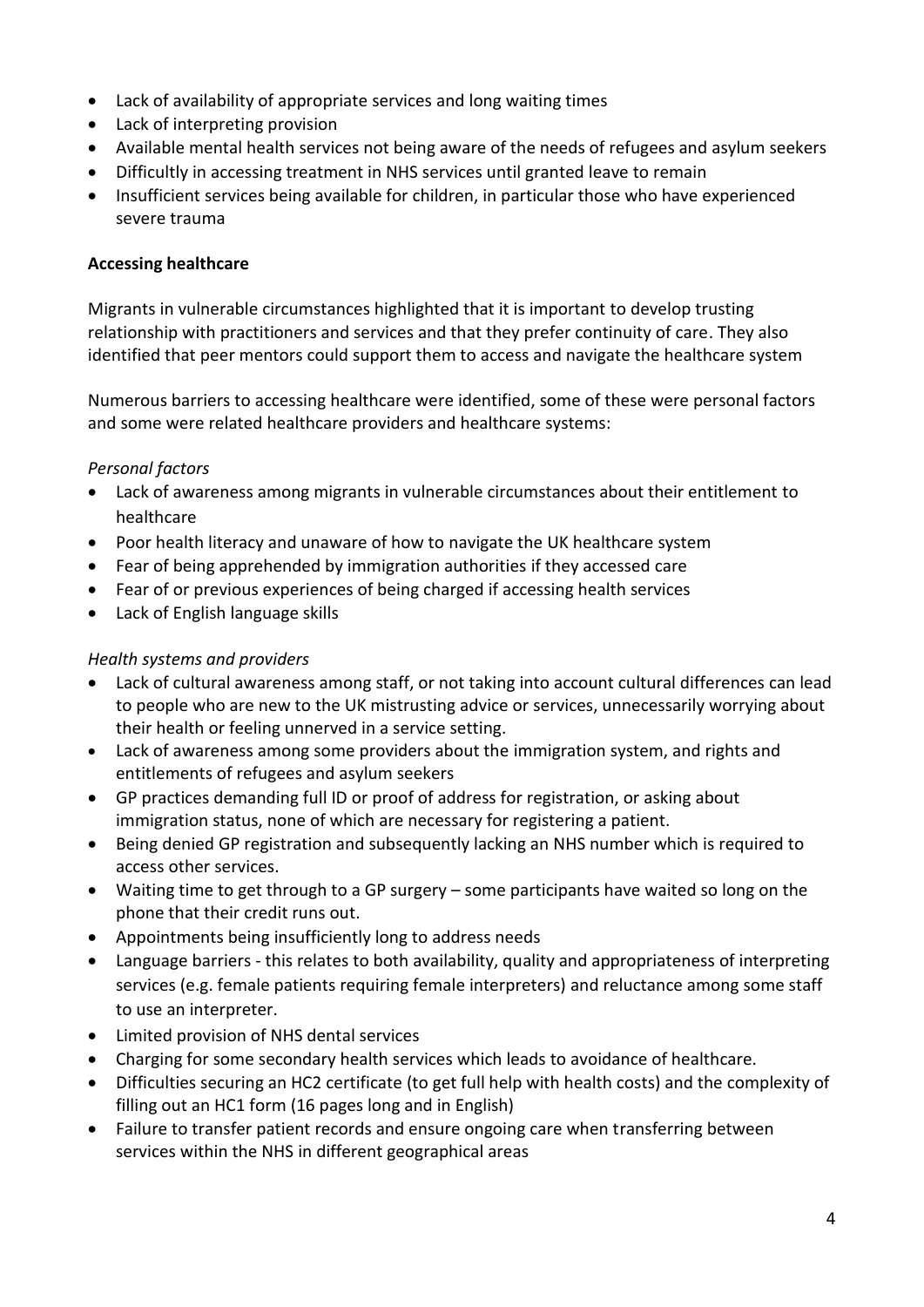- Lack of availability of appropriate services and long waiting times
- Lack of interpreting provision
- Available mental health services not being aware of the needs of refugees and asylum seekers
- Difficultly in accessing treatment in NHS services until granted leave to remain
- Insufficient services being available for children, in particular those who have experienced severe trauma

**Accessing healthcare**

Migrants in vulnerable circumstances highlighted that it is important to develop trusting relationship with practitioners and services and that they prefer continuity of care. They also identified that peer mentors could support them to access and navigate the healthcare system

Numerous barriers to accessing healthcare were identified, some of these were personal factors and some were related healthcare providers and healthcare systems:

*Personal factors*

- Lack of awareness among migrants in vulnerable circumstances about their entitlement to healthcare
- Poor health literacy and unaware of how to navigate the UK healthcare system
- Fear of being apprehended by immigration authorities if they accessed care
- Fear of or previous experiences of being charged if accessing health services
- Lack of English language skills

*Health systems and providers*

- Lack of cultural awareness among staff, or not taking into account cultural differences can lead to people who are new to the UK mistrusting advice or services, unnecessarily worrying about their health or feeling unnerved in a service setting.
- Lack of awareness among some providers about the immigration system, and rights and entitlements of refugees and asylum seekers
- GP practices demanding full ID or proof of address for registration, or asking about immigration status, none of which are necessary for registering a patient.
- Being denied GP registration and subsequently lacking an NHS number which is required to access other services.
- Waiting time to get through to a GP surgery – some participants have waited so long on the phone that their credit runs out.
- Appointments being insufficiently long to address needs
- Language barriers - this relates to both availability, quality and appropriateness of interpreting services (e.g. female patients requiring female interpreters) and reluctance among some staff to use an interpreter.
- Limited provision of NHS dental services
- Charging for some secondary health services which leads to avoidance of healthcare.
- Difficulties securing an HC2 certificate (to get full help with health costs) and the complexity of filling out an HC1 form (16 pages long and in English)
- Failure to transfer patient records and ensure ongoing care when transferring between services within the NHS in different geographical areas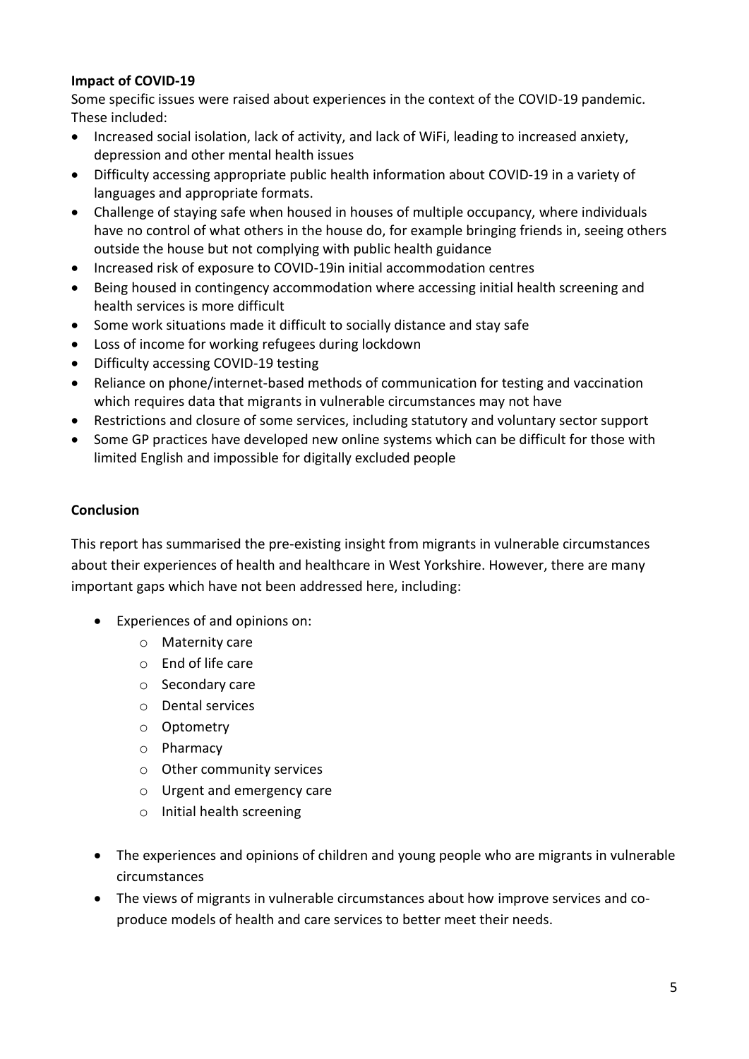**Impact of COVID-19**

Some specific issues were raised about experiences in the context of the COVID-19 pandemic. These included:

- Increased social isolation, lack of activity, and lack of WiFi, leading to increased anxiety, depression and other mental health issues
- Difficulty accessing appropriate public health information about COVID-19 in a variety of languages and appropriate formats.
- Challenge of staying safe when housed in houses of multiple occupancy, where individuals have no control of what others in the house do, for example bringing friends in, seeing others outside the house but not complying with public health guidance
- Increased risk of exposure to COVID-19in initial accommodation centres
- Being housed in contingency accommodation where accessing initial health screening and health services is more difficult
- Some work situations made it difficult to socially distance and stay safe
- Loss of income for working refugees during lockdown
- Difficulty accessing COVID-19 testing
- Reliance on phone/internet-based methods of communication for testing and vaccination which requires data that migrants in vulnerable circumstances may not have
- Restrictions and closure of some services, including statutory and voluntary sector support
- Some GP practices have developed new online systems which can be difficult for those with limited English and impossible for digitally excluded people

**Conclusion**

This report has summarised the pre-existing insight from migrants in vulnerable circumstances about their experiences of health and healthcare in West Yorkshire. However, there are many important gaps which have not been addressed here, including:

- Experiences of and opinions on:
  - Maternity care
  - End of life care
  - Secondary care
  - Dental services
  - Optometry
  - Pharmacy
  - Other community services
  - Urgent and emergency care
  - Initial health screening
- The experiences and opinions of children and young people who are migrants in vulnerable circumstances
- The views of migrants in vulnerable circumstances about how improve services and co-produce models of health and care services to better meet their needs.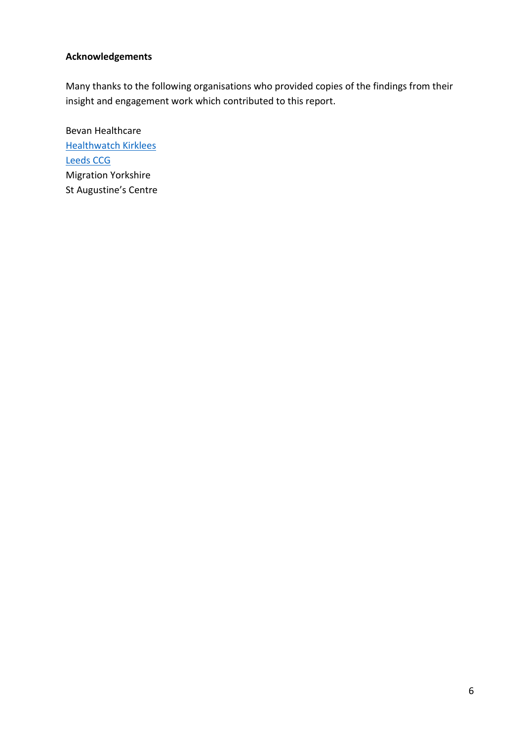**Acknowledgements**

Many thanks to the following organisations who provided copies of the findings from their insight and engagement work which contributed to this report.

Bevan Healthcare
Healthwatch Kirklees
Leeds CCG
Migration Yorkshire
St Augustine's Centre